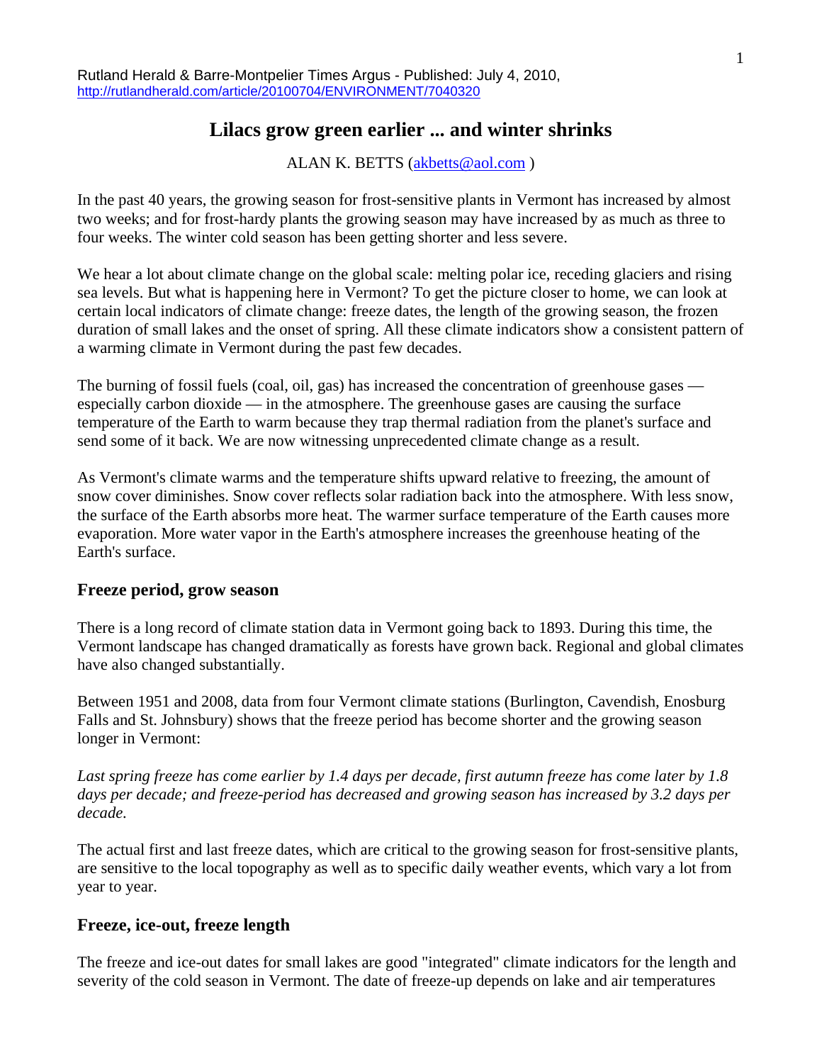Rutland Herald & Barre-Montpelier Times Argus - Published: July 4, 2010,
http://rutlandherald.com/article/20100704/ENVIRONMENT/7040320

# Lilacs grow green earlier ... and winter shrinks

ALAN K. BETTS (akbetts@aol.com )

In the past 40 years, the growing season for frost-sensitive plants in Vermont has increased by almost two weeks; and for frost-hardy plants the growing season may have increased by as much as three to four weeks. The winter cold season has been getting shorter and less severe.

We hear a lot about climate change on the global scale: melting polar ice, receding glaciers and rising sea levels. But what is happening here in Vermont? To get the picture closer to home, we can look at certain local indicators of climate change: freeze dates, the length of the growing season, the frozen duration of small lakes and the onset of spring. All these climate indicators show a consistent pattern of a warming climate in Vermont during the past few decades.

The burning of fossil fuels (coal, oil, gas) has increased the concentration of greenhouse gases — especially carbon dioxide — in the atmosphere. The greenhouse gases are causing the surface temperature of the Earth to warm because they trap thermal radiation from the planet's surface and send some of it back. We are now witnessing unprecedented climate change as a result.

As Vermont's climate warms and the temperature shifts upward relative to freezing, the amount of snow cover diminishes. Snow cover reflects solar radiation back into the atmosphere. With less snow, the surface of the Earth absorbs more heat. The warmer surface temperature of the Earth causes more evaporation. More water vapor in the Earth's atmosphere increases the greenhouse heating of the Earth's surface.

## Freeze period, grow season

There is a long record of climate station data in Vermont going back to 1893. During this time, the Vermont landscape has changed dramatically as forests have grown back. Regional and global climates have also changed substantially.

Between 1951 and 2008, data from four Vermont climate stations (Burlington, Cavendish, Enosburg Falls and St. Johnsbury) shows that the freeze period has become shorter and the growing season longer in Vermont:

*Last spring freeze has come earlier by 1.4 days per decade, first autumn freeze has come later by 1.8 days per decade; and freeze-period has decreased and growing season has increased by 3.2 days per decade.*

The actual first and last freeze dates, which are critical to the growing season for frost-sensitive plants, are sensitive to the local topography as well as to specific daily weather events, which vary a lot from year to year.

## Freeze, ice-out, freeze length

The freeze and ice-out dates for small lakes are good "integrated" climate indicators for the length and severity of the cold season in Vermont. The date of freeze-up depends on lake and air temperatures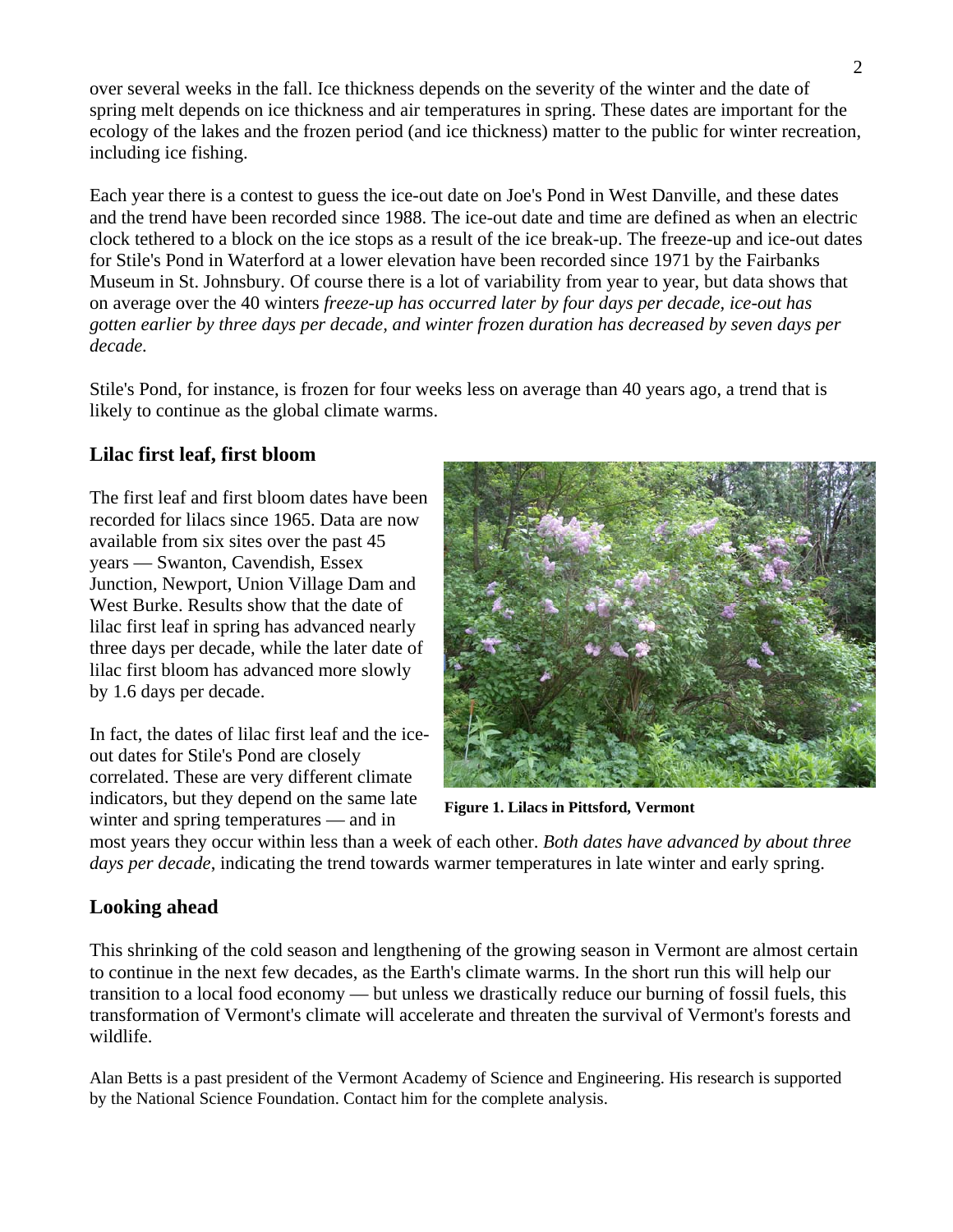over several weeks in the fall. Ice thickness depends on the severity of the winter and the date of spring melt depends on ice thickness and air temperatures in spring. These dates are important for the ecology of the lakes and the frozen period (and ice thickness) matter to the public for winter recreation, including ice fishing.

Each year there is a contest to guess the ice-out date on Joe's Pond in West Danville, and these dates and the trend have been recorded since 1988. The ice-out date and time are defined as when an electric clock tethered to a block on the ice stops as a result of the ice break-up. The freeze-up and ice-out dates for Stile's Pond in Waterford at a lower elevation have been recorded since 1971 by the Fairbanks Museum in St. Johnsbury. Of course there is a lot of variability from year to year, but data shows that on average over the 40 winters *freeze-up has occurred later by four days per decade, ice-out has gotten earlier by three days per decade, and winter frozen duration has decreased by seven days per decade.*

Stile's Pond, for instance, is frozen for four weeks less on average than 40 years ago, a trend that is likely to continue as the global climate warms.

## Lilac first leaf, first bloom

The first leaf and first bloom dates have been recorded for lilacs since 1965. Data are now available from six sites over the past 45 years — Swanton, Cavendish, Essex Junction, Newport, Union Village Dam and West Burke. Results show that the date of lilac first leaf in spring has advanced nearly three days per decade, while the later date of lilac first bloom has advanced more slowly by 1.6 days per decade.

**Figure 1. Lilacs in Pittsford, Vermont**

In fact, the dates of lilac first leaf and the ice-out dates for Stile's Pond are closely correlated. These are very different climate indicators, but they depend on the same late winter and spring temperatures — and in most years they occur within less than a week of each other. *Both dates have advanced by about three days per decade*, indicating the trend towards warmer temperatures in late winter and early spring.

## Looking ahead

This shrinking of the cold season and lengthening of the growing season in Vermont are almost certain to continue in the next few decades, as the Earth's climate warms. In the short run this will help our transition to a local food economy — but unless we drastically reduce our burning of fossil fuels, this transformation of Vermont's climate will accelerate and threaten the survival of Vermont's forests and wildlife.

Alan Betts is a past president of the Vermont Academy of Science and Engineering. His research is supported by the National Science Foundation. Contact him for the complete analysis.